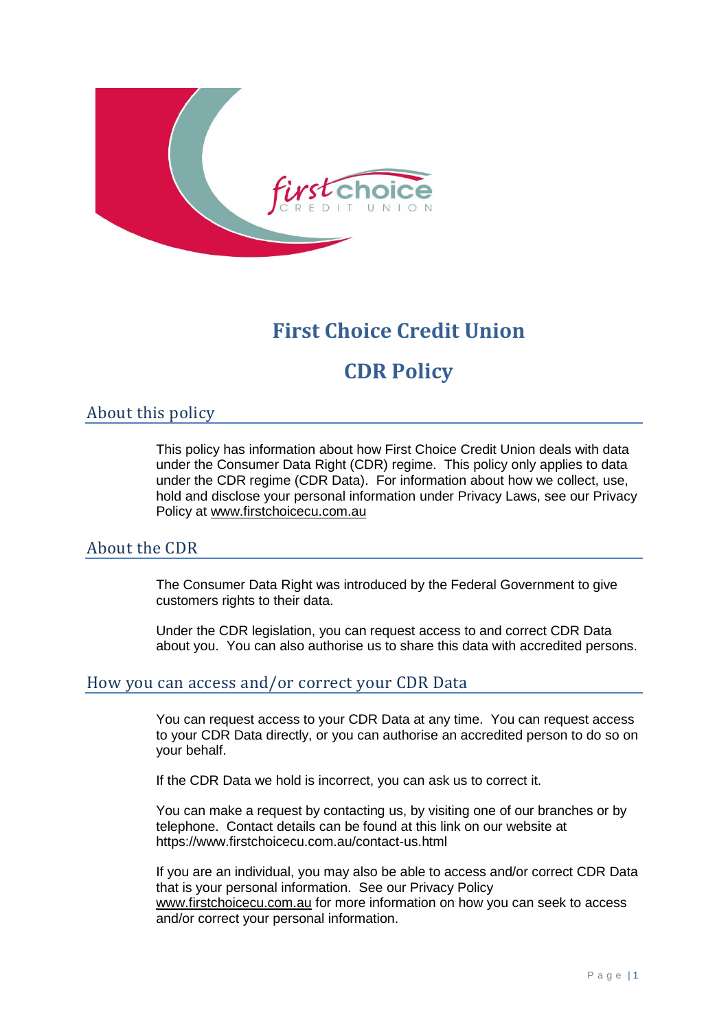# First Choice Credit Union

# CDR Policy

## About this policy

This policy has information about how First Choice Credit Union deals with data under the Consumer Data Right (CDR) regime. This policy only applies to data under the CDR regime (CDR Data). For information about how we collect, use, hold and disclose your personal information under Privacy Laws, see our Privacy Policy at www.firstchoicecu.com.au

## About the CDR

The Consumer Data Right was introduced by the Federal Government to give customers rights to their data.

Under the CDR legislation, you can request access to and correct CDR Data about you. You can also authorise us to share this data with accredited persons.

## How you can access and/or correct your CDR Data

You can request access to your CDR Data at any time. You can request access to your CDR Data directly, or you can authorise an accredited person to do so on your behalf.

If the CDR Data we hold is incorrect, you can ask us to correct it.

You can make a request by contacting us, by visiting one of our branches or by telephone. Contact details can be found at this link on our website at https://www.firstchoicecu.com.au/contact-us.html

If you are an individual, you may also be able to access and/or correct CDR Data that is your personal information. See our Privacy Policy www.firstchoicecu.com.au for more information on how you can seek to access and/or correct your personal information.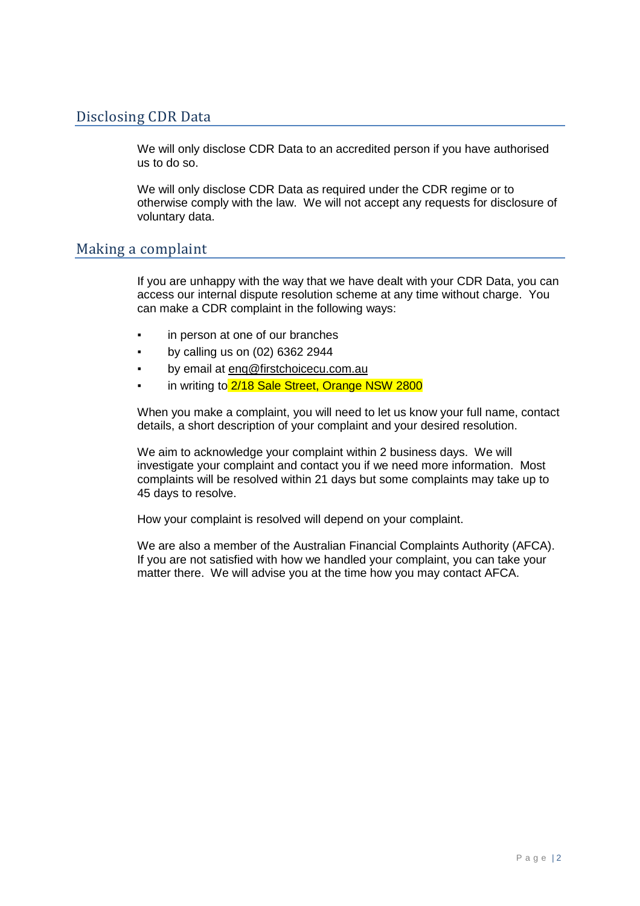## Disclosing CDR Data

We will only disclose CDR Data to an accredited person if you have authorised us to do so.

We will only disclose CDR Data as required under the CDR regime or to otherwise comply with the law. We will not accept any requests for disclosure of voluntary data.

## Making a complaint

If you are unhappy with the way that we have dealt with your CDR Data, you can access our internal dispute resolution scheme at any time without charge. You can make a CDR complaint in the following ways:

- in person at one of our branches
- by calling us on (02) 6362 2944
- by email at enq@firstchoicecu.com.au
- in writing to 2/18 Sale Street, Orange NSW 2800

When you make a complaint, you will need to let us know your full name, contact details, a short description of your complaint and your desired resolution.

We aim to acknowledge your complaint within 2 business days. We will investigate your complaint and contact you if we need more information. Most complaints will be resolved within 21 days but some complaints may take up to 45 days to resolve.

How your complaint is resolved will depend on your complaint.

We are also a member of the Australian Financial Complaints Authority (AFCA). If you are not satisfied with how we handled your complaint, you can take your matter there. We will advise you at the time how you may contact AFCA.